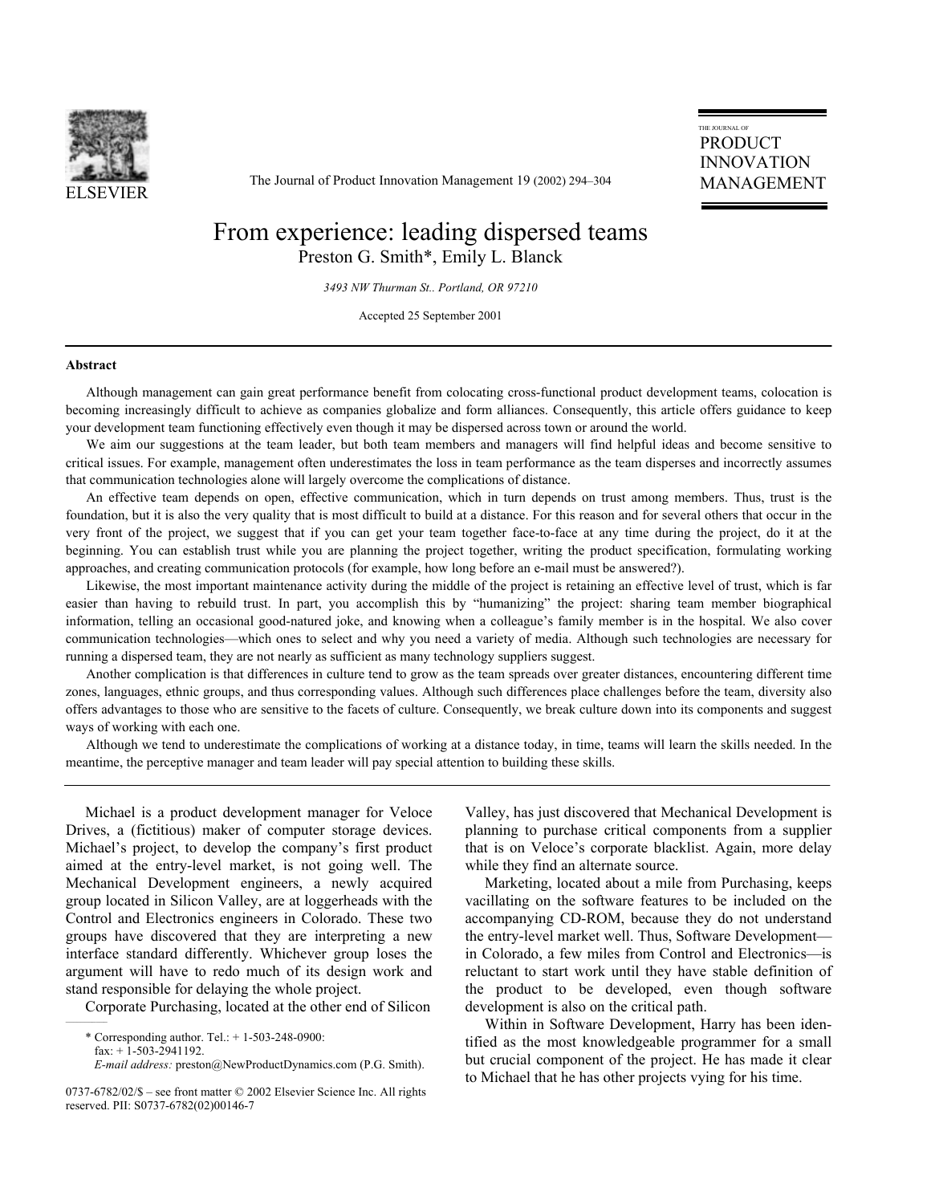# From experience: leading dispersed teams

Preston G. Smith*, Emily L. Blanck

*3493 NW Thurman St.. Portland, OR 97210*

Accepted 25 September 2001

## Abstract

Although management can gain great performance benefit from colocating cross-functional product development teams, colocation is becoming increasingly difficult to achieve as companies globalize and form alliances. Consequently, this article offers guidance to keep your development team functioning effectively even though it may be dispersed across town or around the world.

We aim our suggestions at the team leader, but both team members and managers will find helpful ideas and become sensitive to critical issues. For example, management often underestimates the loss in team performance as the team disperses and incorrectly assumes that communication technologies alone will largely overcome the complications of distance.

An effective team depends on open, effective communication, which in turn depends on trust among members. Thus, trust is the foundation, but it is also the very quality that is most difficult to build at a distance. For this reason and for several others that occur in the very front of the project, we suggest that if you can get your team together face-to-face at any time during the project, do it at the beginning. You can establish trust while you are planning the project together, writing the product specification, formulating working approaches, and creating communication protocols (for example, how long before an e-mail must be answered?).

Likewise, the most important maintenance activity during the middle of the project is retaining an effective level of trust, which is far easier than having to rebuild trust. In part, you accomplish this by "humanizing" the project: sharing team member biographical information, telling an occasional good-natured joke, and knowing when a colleague's family member is in the hospital. We also cover communication technologies—which ones to select and why you need a variety of media. Although such technologies are necessary for running a dispersed team, they are not nearly as sufficient as many technology suppliers suggest.

Another complication is that differences in culture tend to grow as the team spreads over greater distances, encountering different time zones, languages, ethnic groups, and thus corresponding values. Although such differences place challenges before the team, diversity also offers advantages to those who are sensitive to the facets of culture. Consequently, we break culture down into its components and suggest ways of working with each one.

Although we tend to underestimate the complications of working at a distance today, in time, teams will learn the skills needed. In the meantime, the perceptive manager and team leader will pay special attention to building these skills.

---

Michael is a product development manager for Veloce Drives, a (fictitious) maker of computer storage devices. Michael's project, to develop the company's first product aimed at the entry-level market, is not going well. The Mechanical Development engineers, a newly acquired group located in Silicon Valley, are at loggerheads with the Control and Electronics engineers in Colorado. These two groups have discovered that they are interpreting a new interface standard differently. Whichever group loses the argument will have to redo much of its design work and stand responsible for delaying the whole project.

Corporate Purchasing, located at the other end of Silicon Valley, has just discovered that Mechanical Development is planning to purchase critical components from a supplier that is on Veloce's corporate blacklist. Again, more delay while they find an alternate source.

Marketing, located about a mile from Purchasing, keeps vacillating on the software features to be included on the accompanying CD-ROM, because they do not understand the entry-level market well. Thus, Software Development—in Colorado, a few miles from Control and Electronics—is reluctant to start work until they have stable definition of the product to be developed, even though software development is also on the critical path.

Within in Software Development, Harry has been identified as the most knowledgeable programmer for a small but crucial component of the project. He has made it clear to Michael that he has other projects vying for his time.

---

\* Corresponding author. Tel.: + 1-503-248-0900: fax: + 1-503-2941192.
*E-mail address:* preston@NewProductDynamics.com (P.G. Smith).

0737-6782/02/$ – see front matter © 2002 Elsevier Science Inc. All rights reserved. PII: S0737-6782(02)00146-7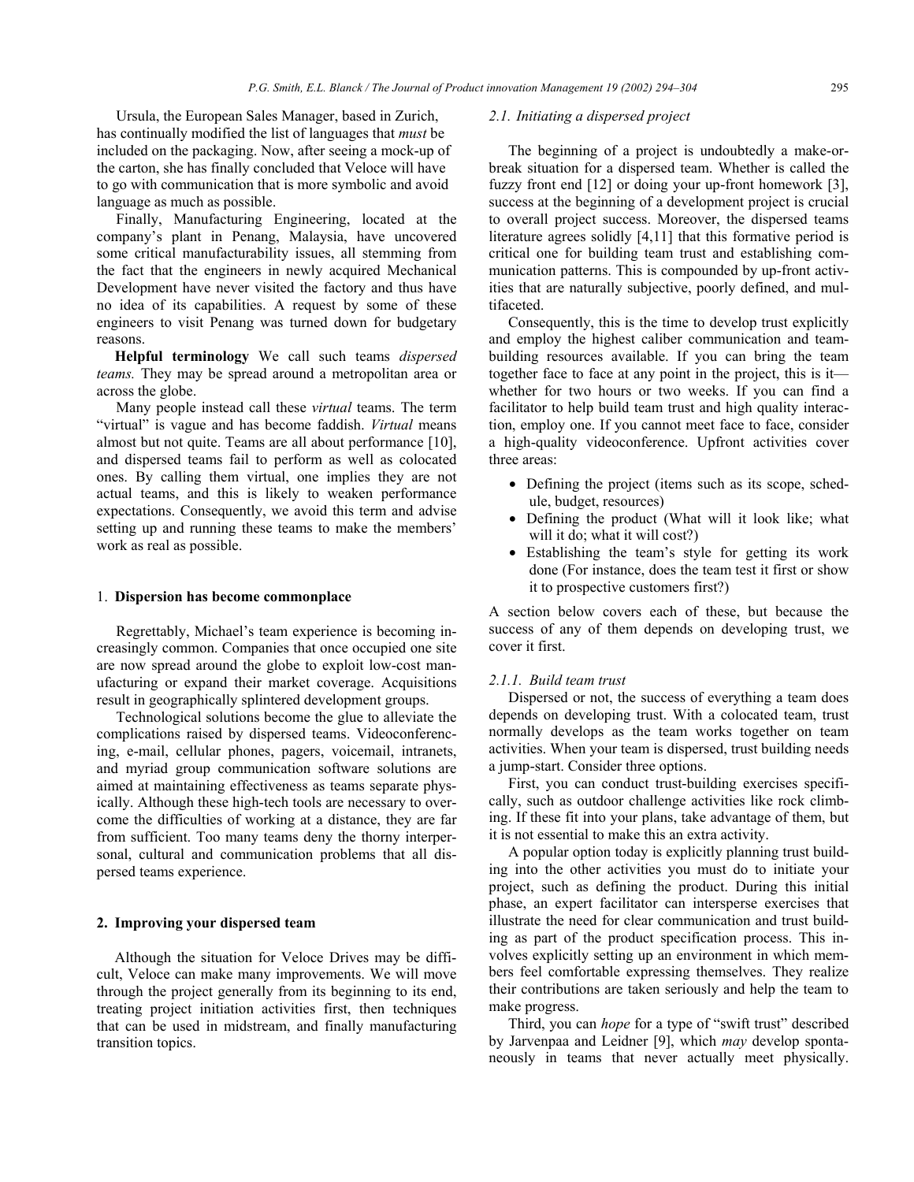Ursula, the European Sales Manager, based in Zurich, has continually modified the list of languages that *must* be included on the packaging. Now, after seeing a mock-up of the carton, she has finally concluded that Veloce will have to go with communication that is more symbolic and avoid language as much as possible.

Finally, Manufacturing Engineering, located at the company's plant in Penang, Malaysia, have uncovered some critical manufacturability issues, all stemming from the fact that the engineers in newly acquired Mechanical Development have never visited the factory and thus have no idea of its capabilities. A request by some of these engineers to visit Penang was turned down for budgetary reasons.

**Helpful terminology** We call such teams *dispersed teams.* They may be spread around a metropolitan area or across the globe.

Many people instead call these *virtual* teams. The term "virtual" is vague and has become faddish. *Virtual* means almost but not quite. Teams are all about performance [10], and dispersed teams fail to perform as well as colocated ones. By calling them virtual, one implies they are not actual teams, and this is likely to weaken performance expectations. Consequently, we avoid this term and advise setting up and running these teams to make the members' work as real as possible.

## 1. Dispersion has become commonplace

Regrettably, Michael's team experience is becoming increasingly common. Companies that once occupied one site are now spread around the globe to exploit low-cost manufacturing or expand their market coverage. Acquisitions result in geographically splintered development groups.

Technological solutions become the glue to alleviate the complications raised by dispersed teams. Videoconferencing, e-mail, cellular phones, pagers, voicemail, intranets, and myriad group communication software solutions are aimed at maintaining effectiveness as teams separate physically. Although these high-tech tools are necessary to overcome the difficulties of working at a distance, they are far from sufficient. Too many teams deny the thorny interpersonal, cultural and communication problems that all dispersed teams experience.

## 2. Improving your dispersed team

Although the situation for Veloce Drives may be difficult, Veloce can make many improvements. We will move through the project generally from its beginning to its end, treating project initiation activities first, then techniques that can be used in midstream, and finally manufacturing transition topics.

### *2.1. Initiating a dispersed project*

The beginning of a project is undoubtedly a make-or-break situation for a dispersed team. Whether is called the fuzzy front end [12] or doing your up-front homework [3], success at the beginning of a development project is crucial to overall project success. Moreover, the dispersed teams literature agrees solidly [4,11] that this formative period is critical one for building team trust and establishing communication patterns. This is compounded by up-front activities that are naturally subjective, poorly defined, and multifaceted.

Consequently, this is the time to develop trust explicitly and employ the highest caliber communication and team-building resources available. If you can bring the team together face to face at any point in the project, this is it—whether for two hours or two weeks. If you can find a facilitator to help build team trust and high quality interaction, employ one. If you cannot meet face to face, consider a high-quality videoconference. Upfront activities cover three areas:

- Defining the project (items such as its scope, schedule, budget, resources)
- Defining the product (What will it look like; what will it do; what it will cost?)
- Establishing the team's style for getting its work done (For instance, does the team test it first or show it to prospective customers first?)

A section below covers each of these, but because the success of any of them depends on developing trust, we cover it first.

#### *2.1.1. Build team trust*

Dispersed or not, the success of everything a team does depends on developing trust. With a colocated team, trust normally develops as the team works together on team activities. When your team is dispersed, trust building needs a jump-start. Consider three options.

First, you can conduct trust-building exercises specifically, such as outdoor challenge activities like rock climbing. If these fit into your plans, take advantage of them, but it is not essential to make this an extra activity.

A popular option today is explicitly planning trust building into the other activities you must do to initiate your project, such as defining the product. During this initial phase, an expert facilitator can intersperse exercises that illustrate the need for clear communication and trust building as part of the product specification process. This involves explicitly setting up an environment in which members feel comfortable expressing themselves. They realize their contributions are taken seriously and help the team to make progress.

Third, you can *hope* for a type of "swift trust" described by Jarvenpaa and Leidner [9], which *may* develop spontaneously in teams that never actually meet physically.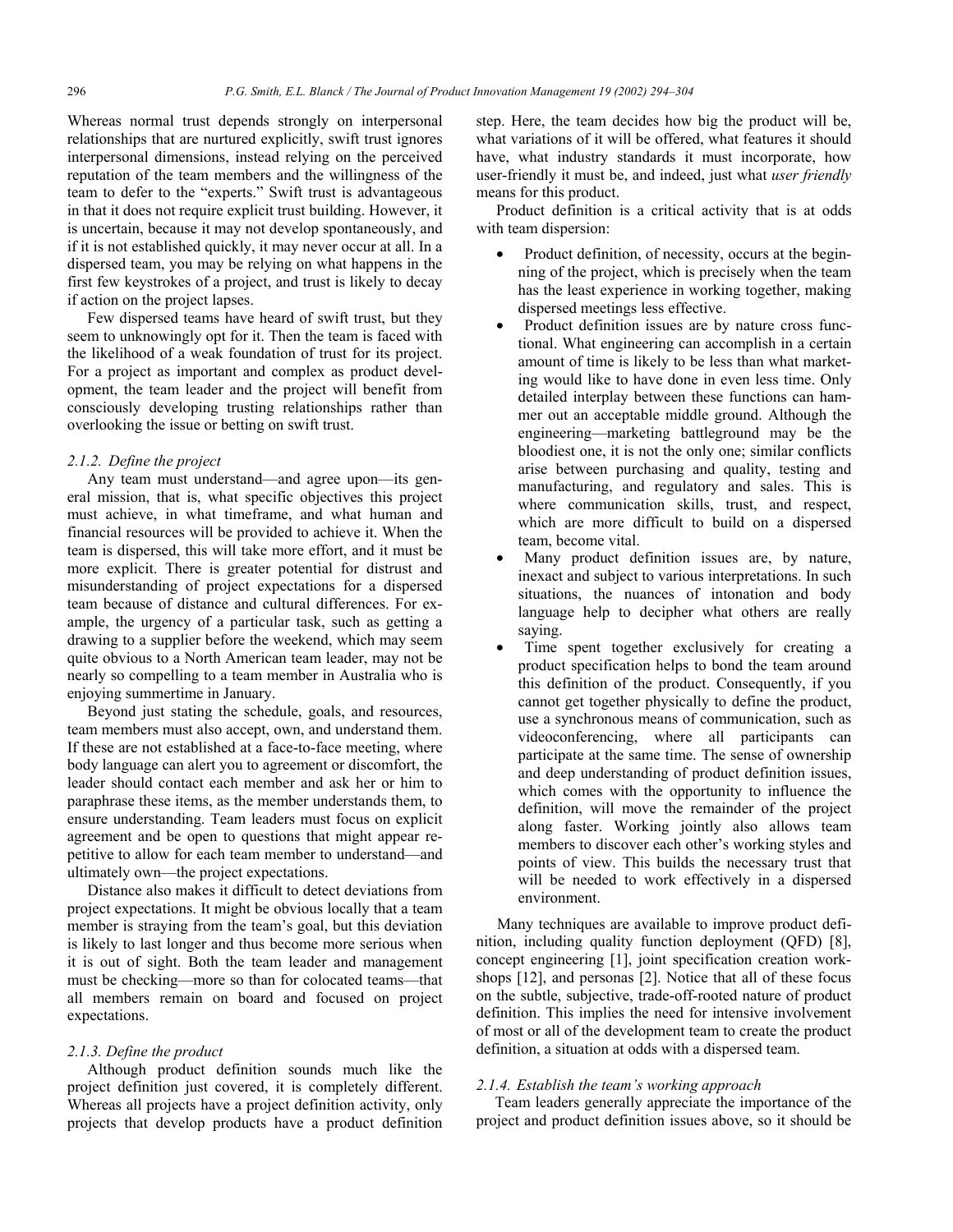Whereas normal trust depends strongly on interpersonal relationships that are nurtured explicitly, swift trust ignores interpersonal dimensions, instead relying on the perceived reputation of the team members and the willingness of the team to defer to the "experts." Swift trust is advantageous in that it does not require explicit trust building. However, it is uncertain, because it may not develop spontaneously, and if it is not established quickly, it may never occur at all. In a dispersed team, you may be relying on what happens in the first few keystrokes of a project, and trust is likely to decay if action on the project lapses.

Few dispersed teams have heard of swift trust, but they seem to unknowingly opt for it. Then the team is faced with the likelihood of a weak foundation of trust for its project. For a project as important and complex as product development, the team leader and the project will benefit from consciously developing trusting relationships rather than overlooking the issue or betting on swift trust.

#### *2.1.2. Define the project*

Any team must understand—and agree upon—its general mission, that is, what specific objectives this project must achieve, in what timeframe, and what human and financial resources will be provided to achieve it. When the team is dispersed, this will take more effort, and it must be more explicit. There is greater potential for distrust and misunderstanding of project expectations for a dispersed team because of distance and cultural differences. For example, the urgency of a particular task, such as getting a drawing to a supplier before the weekend, which may seem quite obvious to a North American team leader, may not be nearly so compelling to a team member in Australia who is enjoying summertime in January.

Beyond just stating the schedule, goals, and resources, team members must also accept, own, and understand them. If these are not established at a face-to-face meeting, where body language can alert you to agreement or discomfort, the leader should contact each member and ask her or him to paraphrase these items, as the member understands them, to ensure understanding. Team leaders must focus on explicit agreement and be open to questions that might appear repetitive to allow for each team member to understand—and ultimately own—the project expectations.

Distance also makes it difficult to detect deviations from project expectations. It might be obvious locally that a team member is straying from the team's goal, but this deviation is likely to last longer and thus become more serious when it is out of sight. Both the team leader and management must be checking—more so than for colocated teams—that all members remain on board and focused on project expectations.

#### *2.1.3. Define the product*

Although product definition sounds much like the project definition just covered, it is completely different. Whereas all projects have a project definition activity, only projects that develop products have a product definition step. Here, the team decides how big the product will be, what variations of it will be offered, what features it should have, what industry standards it must incorporate, how user-friendly it must be, and indeed, just what *user friendly* means for this product.

Product definition is a critical activity that is at odds with team dispersion:

- Product definition, of necessity, occurs at the beginning of the project, which is precisely when the team has the least experience in working together, making dispersed meetings less effective.
- Product definition issues are by nature cross functional. What engineering can accomplish in a certain amount of time is likely to be less than what marketing would like to have done in even less time. Only detailed interplay between these functions can hammer out an acceptable middle ground. Although the engineering—marketing battleground may be the bloodiest one, it is not the only one; similar conflicts arise between purchasing and quality, testing and manufacturing, and regulatory and sales. This is where communication skills, trust, and respect, which are more difficult to build on a dispersed team, become vital.
- Many product definition issues are, by nature, inexact and subject to various interpretations. In such situations, the nuances of intonation and body language help to decipher what others are really saying.
- Time spent together exclusively for creating a product specification helps to bond the team around this definition of the product. Consequently, if you cannot get together physically to define the product, use a synchronous means of communication, such as videoconferencing, where all participants can participate at the same time. The sense of ownership and deep understanding of product definition issues, which comes with the opportunity to influence the definition, will move the remainder of the project along faster. Working jointly also allows team members to discover each other's working styles and points of view. This builds the necessary trust that will be needed to work effectively in a dispersed environment.

Many techniques are available to improve product definition, including quality function deployment (QFD) [8], concept engineering [1], joint specification creation workshops [12], and personas [2]. Notice that all of these focus on the subtle, subjective, trade-off-rooted nature of product definition. This implies the need for intensive involvement of most or all of the development team to create the product definition, a situation at odds with a dispersed team.

#### *2.1.4. Establish the team's working approach*

Team leaders generally appreciate the importance of the project and product definition issues above, so it should be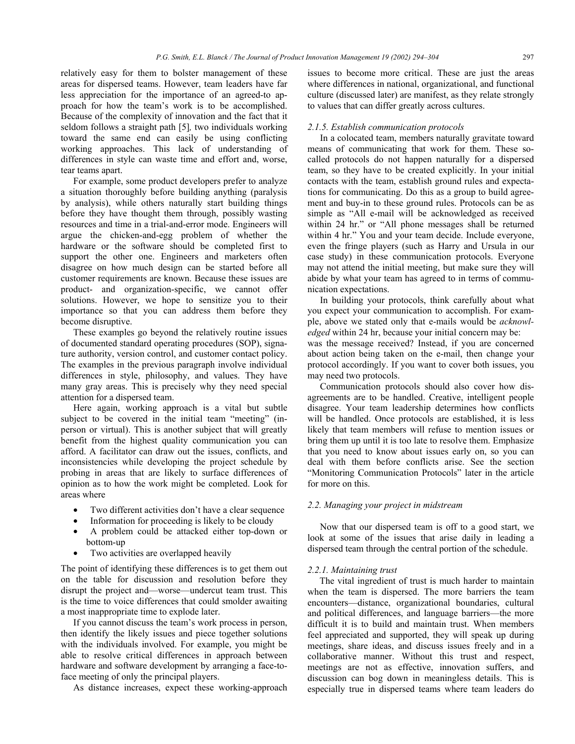relatively easy for them to bolster management of these areas for dispersed teams. However, team leaders have far less appreciation for the importance of an agreed-to approach for how the team's work is to be accomplished. Because of the complexity of innovation and the fact that it seldom follows a straight path [5], two individuals working toward the same end can easily be using conflicting working approaches. This lack of understanding of differences in style can waste time and effort and, worse, tear teams apart.

For example, some product developers prefer to analyze a situation thoroughly before building anything (paralysis by analysis), while others naturally start building things before they have thought them through, possibly wasting resources and time in a trial-and-error mode. Engineers will argue the chicken-and-egg problem of whether the hardware or the software should be completed first to support the other one. Engineers and marketers often disagree on how much design can be started before all customer requirements are known. Because these issues are product- and organization-specific, we cannot offer solutions. However, we hope to sensitize you to their importance so that you can address them before they become disruptive.

These examples go beyond the relatively routine issues of documented standard operating procedures (SOP), signature authority, version control, and customer contact policy. The examples in the previous paragraph involve individual differences in style, philosophy, and values. They have many gray areas. This is precisely why they need special attention for a dispersed team.

Here again, working approach is a vital but subtle subject to be covered in the initial team "meeting" (in-person or virtual). This is another subject that will greatly benefit from the highest quality communication you can afford. A facilitator can draw out the issues, conflicts, and inconsistencies while developing the project schedule by probing in areas that are likely to surface differences of opinion as to how the work might be completed. Look for areas where

- Two different activities don't have a clear sequence
- Information for proceeding is likely to be cloudy
- A problem could be attacked either top-down or bottom-up
- Two activities are overlapped heavily

The point of identifying these differences is to get them out on the table for discussion and resolution before they disrupt the project and—worse—undercut team trust. This is the time to voice differences that could smolder awaiting a most inappropriate time to explode later.

If you cannot discuss the team's work process in person, then identify the likely issues and piece together solutions with the individuals involved. For example, you might be able to resolve critical differences in approach between hardware and software development by arranging a face-to-face meeting of only the principal players.

As distance increases, expect these working-approach issues to become more critical. These are just the areas where differences in national, organizational, and functional culture (discussed later) are manifest, as they relate strongly to values that can differ greatly across cultures.

#### *2.1.5. Establish communication protocols*

In a colocated team, members naturally gravitate toward means of communicating that work for them. These so-called protocols do not happen naturally for a dispersed team, so they have to be created explicitly. In your initial contacts with the team, establish ground rules and expectations for communicating. Do this as a group to build agreement and buy-in to these ground rules. Protocols can be as simple as "All e-mail will be acknowledged as received within 24 hr." or "All phone messages shall be returned within 4 hr." You and your team decide. Include everyone, even the fringe players (such as Harry and Ursula in our case study) in these communication protocols. Everyone may not attend the initial meeting, but make sure they will abide by what your team has agreed to in terms of communication expectations.

In building your protocols, think carefully about what you expect your communication to accomplish. For example, above we stated only that e-mails would be *acknowledged* within 24 hr, because your initial concern may be: was the message received? Instead, if you are concerned about action being taken on the e-mail, then change your protocol accordingly. If you want to cover both issues, you may need two protocols.

Communication protocols should also cover how disagreements are to be handled. Creative, intelligent people disagree. Your team leadership determines how conflicts will be handled. Once protocols are established, it is less likely that team members will refuse to mention issues or bring them up until it is too late to resolve them. Emphasize that you need to know about issues early on, so you can deal with them before conflicts arise. See the section "Monitoring Communication Protocols" later in the article for more on this.

### *2.2. Managing your project in midstream*

Now that our dispersed team is off to a good start, we look at some of the issues that arise daily in leading a dispersed team through the central portion of the schedule.

#### *2.2.1. Maintaining trust*

The vital ingredient of trust is much harder to maintain when the team is dispersed. The more barriers the team encounters—distance, organizational boundaries, cultural and political differences, and language barriers—the more difficult it is to build and maintain trust. When members feel appreciated and supported, they will speak up during meetings, share ideas, and discuss issues freely and in a collaborative manner. Without this trust and respect, meetings are not as effective, innovation suffers, and discussion can bog down in meaningless details. This is especially true in dispersed teams where team leaders do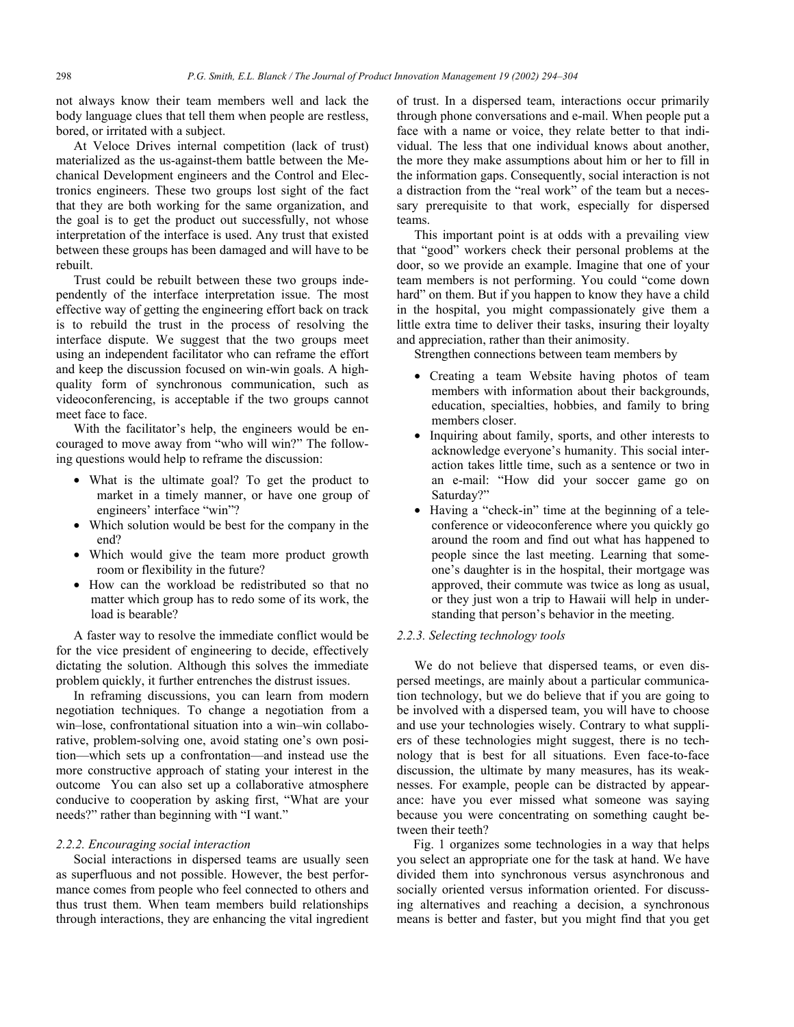not always know their team members well and lack the body language clues that tell them when people are restless, bored, or irritated with a subject.

At Veloce Drives internal competition (lack of trust) materialized as the us-against-them battle between the Mechanical Development engineers and the Control and Electronics engineers. These two groups lost sight of the fact that they are both working for the same organization, and the goal is to get the product out successfully, not whose interpretation of the interface is used. Any trust that existed between these groups has been damaged and will have to be rebuilt.

Trust could be rebuilt between these two groups independently of the interface interpretation issue. The most effective way of getting the engineering effort back on track is to rebuild the trust in the process of resolving the interface dispute. We suggest that the two groups meet using an independent facilitator who can reframe the effort and keep the discussion focused on win-win goals. A high-quality form of synchronous communication, such as videoconferencing, is acceptable if the two groups cannot meet face to face.

With the facilitator's help, the engineers would be encouraged to move away from "who will win?" The following questions would help to reframe the discussion:

- What is the ultimate goal? To get the product to market in a timely manner, or have one group of engineers' interface "win"?
- Which solution would be best for the company in the end?
- Which would give the team more product growth room or flexibility in the future?
- How can the workload be redistributed so that no matter which group has to redo some of its work, the load is bearable?

A faster way to resolve the immediate conflict would be for the vice president of engineering to decide, effectively dictating the solution. Although this solves the immediate problem quickly, it further entrenches the distrust issues.

In reframing discussions, you can learn from modern negotiation techniques. To change a negotiation from a win–lose, confrontational situation into a win–win collaborative, problem-solving one, avoid stating one's own position—which sets up a confrontation—and instead use the more constructive approach of stating your interest in the outcome  You can also set up a collaborative atmosphere conducive to cooperation by asking first, "What are your needs?" rather than beginning with "I want."

### *2.2.2. Encouraging social interaction*

Social interactions in dispersed teams are usually seen as superfluous and not possible. However, the best performance comes from people who feel connected to others and thus trust them. When team members build relationships through interactions, they are enhancing the vital ingredient of trust. In a dispersed team, interactions occur primarily through phone conversations and e-mail. When people put a face with a name or voice, they relate better to that individual. The less that one individual knows about another, the more they make assumptions about him or her to fill in the information gaps. Consequently, social interaction is not a distraction from the "real work" of the team but a necessary prerequisite to that work, especially for dispersed teams.

This important point is at odds with a prevailing view that "good" workers check their personal problems at the door, so we provide an example. Imagine that one of your team members is not performing. You could "come down hard" on them. But if you happen to know they have a child in the hospital, you might compassionately give them a little extra time to deliver their tasks, insuring their loyalty and appreciation, rather than their animosity.

Strengthen connections between team members by

- Creating a team Website having photos of team members with information about their backgrounds, education, specialties, hobbies, and family to bring members closer.
- Inquiring about family, sports, and other interests to acknowledge everyone's humanity. This social interaction takes little time, such as a sentence or two in an e-mail: "How did your soccer game go on Saturday?"
- Having a "check-in" time at the beginning of a teleconference or videoconference where you quickly go around the room and find out what has happened to people since the last meeting. Learning that someone's daughter is in the hospital, their mortgage was approved, their commute was twice as long as usual, or they just won a trip to Hawaii will help in understanding that person's behavior in the meeting.

### *2.2.3. Selecting technology tools*

We do not believe that dispersed teams, or even dispersed meetings, are mainly about a particular communication technology, but we do believe that if you are going to be involved with a dispersed team, you will have to choose and use your technologies wisely. Contrary to what suppliers of these technologies might suggest, there is no technology that is best for all situations. Even face-to-face discussion, the ultimate by many measures, has its weaknesses. For example, people can be distracted by appearance: have you ever missed what someone was saying because you were concentrating on something caught between their teeth?

Fig. 1 organizes some technologies in a way that helps you select an appropriate one for the task at hand. We have divided them into synchronous versus asynchronous and socially oriented versus information oriented. For discussing alternatives and reaching a decision, a synchronous means is better and faster, but you might find that you get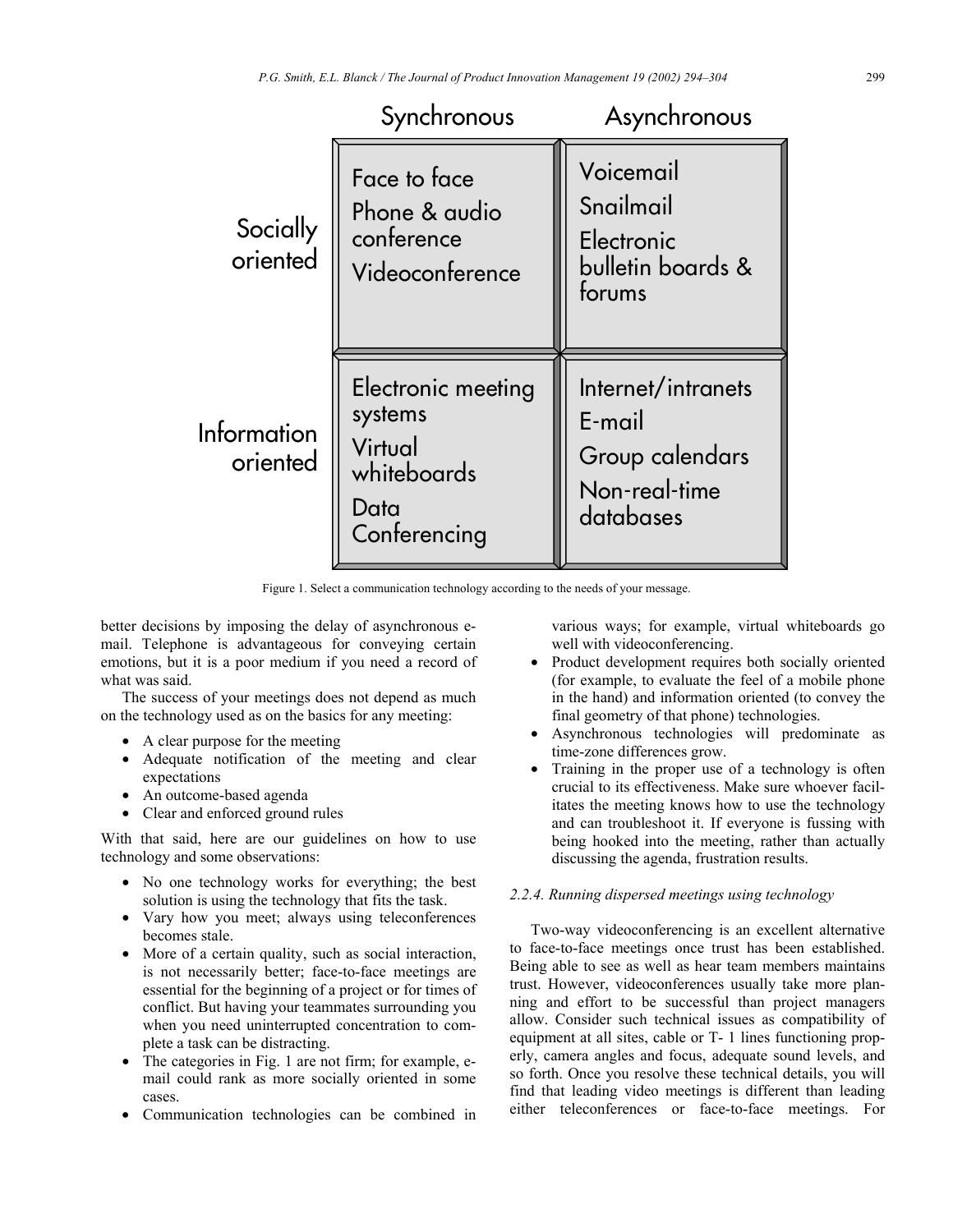|  | Synchronous | Asynchronous |
| --- | --- | --- |
| Socially oriented | Face to face<br>Phone & audio conference<br>Videoconference | Voicemail<br>Snailmail<br>Electronic bulletin boards & forums |
| Information oriented | Electronic meeting systems<br>Virtual whiteboards<br>Data Conferencing | Internet/intranets<br>E-mail<br>Group calendars<br>Non-real-time databases |

Figure 1. Select a communication technology according to the needs of your message.

better decisions by imposing the delay of asynchronous e-mail. Telephone is advantageous for conveying certain emotions, but it is a poor medium if you need a record of what was said.

The success of your meetings does not depend as much on the technology used as on the basics for any meeting:

- A clear purpose for the meeting
- Adequate notification of the meeting and clear expectations
- An outcome-based agenda
- Clear and enforced ground rules

With that said, here are our guidelines on how to use technology and some observations:

- No one technology works for everything; the best solution is using the technology that fits the task.
- Vary how you meet; always using teleconferences becomes stale.
- More of a certain quality, such as social interaction, is not necessarily better; face-to-face meetings are essential for the beginning of a project or for times of conflict. But having your teammates surrounding you when you need uninterrupted concentration to complete a task can be distracting.
- The categories in Fig. 1 are not firm; for example, e-mail could rank as more socially oriented in some cases.
- Communication technologies can be combined in various ways; for example, virtual whiteboards go well with videoconferencing.
- Product development requires both socially oriented (for example, to evaluate the feel of a mobile phone in the hand) and information oriented (to convey the final geometry of that phone) technologies.
- Asynchronous technologies will predominate as time-zone differences grow.
- Training in the proper use of a technology is often crucial to its effectiveness. Make sure whoever facilitates the meeting knows how to use the technology and can troubleshoot it. If everyone is fussing with being hooked into the meeting, rather than actually discussing the agenda, frustration results.

#### 2.2.4. Running dispersed meetings using technology

Two-way videoconferencing is an excellent alternative to face-to-face meetings once trust has been established. Being able to see as well as hear team members maintains trust. However, videoconferences usually take more planning and effort to be successful than project managers allow. Consider such technical issues as compatibility of equipment at all sites, cable or T- 1 lines functioning properly, camera angles and focus, adequate sound levels, and so forth. Once you resolve these technical details, you will find that leading video meetings is different than leading either teleconferences or face-to-face meetings. For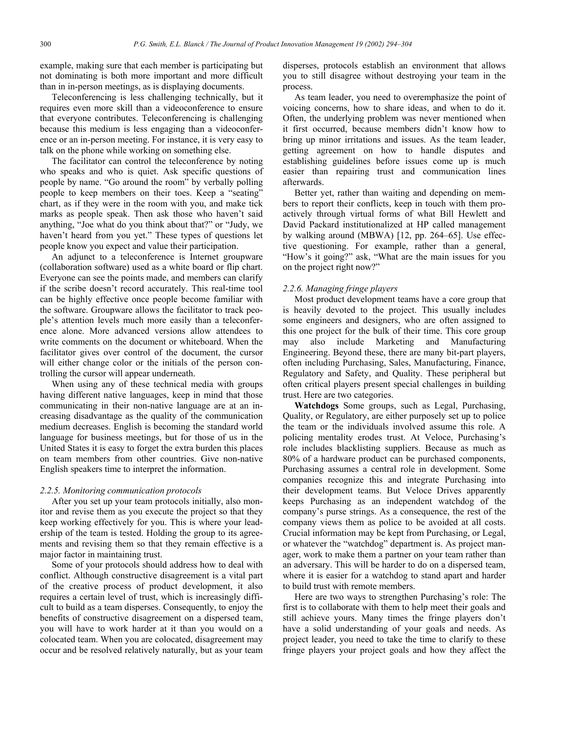example, making sure that each member is participating but not dominating is both more important and more difficult than in in-person meetings, as is displaying documents.

Teleconferencing is less challenging technically, but it requires even more skill than a videoconference to ensure that everyone contributes. Teleconferencing is challenging because this medium is less engaging than a videoconference or an in-person meeting. For instance, it is very easy to talk on the phone while working on something else.

The facilitator can control the teleconference by noting who speaks and who is quiet. Ask specific questions of people by name. "Go around the room" by verbally polling people to keep members on their toes. Keep a "seating" chart, as if they were in the room with you, and make tick marks as people speak. Then ask those who haven't said anything, "Joe what do you think about that?" or "Judy, we haven't heard from you yet." These types of questions let people know you expect and value their participation.

An adjunct to a teleconference is Internet groupware (collaboration software) used as a white board or flip chart. Everyone can see the points made, and members can clarify if the scribe doesn't record accurately. This real-time tool can be highly effective once people become familiar with the software. Groupware allows the facilitator to track people's attention levels much more easily than a teleconference alone. More advanced versions allow attendees to write comments on the document or whiteboard. When the facilitator gives over control of the document, the cursor will either change color or the initials of the person controlling the cursor will appear underneath.

When using any of these technical media with groups having different native languages, keep in mind that those communicating in their non-native language are at an increasing disadvantage as the quality of the communication medium decreases. English is becoming the standard world language for business meetings, but for those of us in the United States it is easy to forget the extra burden this places on team members from other countries. Give non-native English speakers time to interpret the information.

### 2.2.5. Monitoring communication protocols

After you set up your team protocols initially, also monitor and revise them as you execute the project so that they keep working effectively for you. This is where your leadership of the team is tested. Holding the group to its agreements and revising them so that they remain effective is a major factor in maintaining trust.

Some of your protocols should address how to deal with conflict. Although constructive disagreement is a vital part of the creative process of product development, it also requires a certain level of trust, which is increasingly difficult to build as a team disperses. Consequently, to enjoy the benefits of constructive disagreement on a dispersed team, you will have to work harder at it than you would on a colocated team. When you are colocated, disagreement may occur and be resolved relatively naturally, but as your team disperses, protocols establish an environment that allows you to still disagree without destroying your team in the process.

As team leader, you need to overemphasize the point of voicing concerns, how to share ideas, and when to do it. Often, the underlying problem was never mentioned when it first occurred, because members didn't know how to bring up minor irritations and issues. As the team leader, getting agreement on how to handle disputes and establishing guidelines before issues come up is much easier than repairing trust and communication lines afterwards.

Better yet, rather than waiting and depending on members to report their conflicts, keep in touch with them proactively through virtual forms of what Bill Hewlett and David Packard institutionalized at HP called management by walking around (MBWA) [12, pp. 264–65]. Use effective questioning. For example, rather than a general, "How's it going?" ask, "What are the main issues for you on the project right now?"

### 2.2.6. Managing fringe players

Most product development teams have a core group that is heavily devoted to the project. This usually includes some engineers and designers, who are often assigned to this one project for the bulk of their time. This core group may also include Marketing and Manufacturing Engineering. Beyond these, there are many bit-part players, often including Purchasing, Sales, Manufacturing, Finance, Regulatory and Safety, and Quality. These peripheral but often critical players present special challenges in building trust. Here are two categories.

**Watchdogs** Some groups, such as Legal, Purchasing, Quality, or Regulatory, are either purposely set up to police the team or the individuals involved assume this role. A policing mentality erodes trust. At Veloce, Purchasing's role includes blacklisting suppliers. Because as much as 80% of a hardware product can be purchased components, Purchasing assumes a central role in development. Some companies recognize this and integrate Purchasing into their development teams. But Veloce Drives apparently keeps Purchasing as an independent watchdog of the company's purse strings. As a consequence, the rest of the company views them as police to be avoided at all costs. Crucial information may be kept from Purchasing, or Legal, or whatever the "watchdog" department is. As project manager, work to make them a partner on your team rather than an adversary. This will be harder to do on a dispersed team, where it is easier for a watchdog to stand apart and harder to build trust with remote members.

Here are two ways to strengthen Purchasing's role: The first is to collaborate with them to help meet their goals and still achieve yours. Many times the fringe players don't have a solid understanding of your goals and needs. As project leader, you need to take the time to clarify to these fringe players your project goals and how they affect the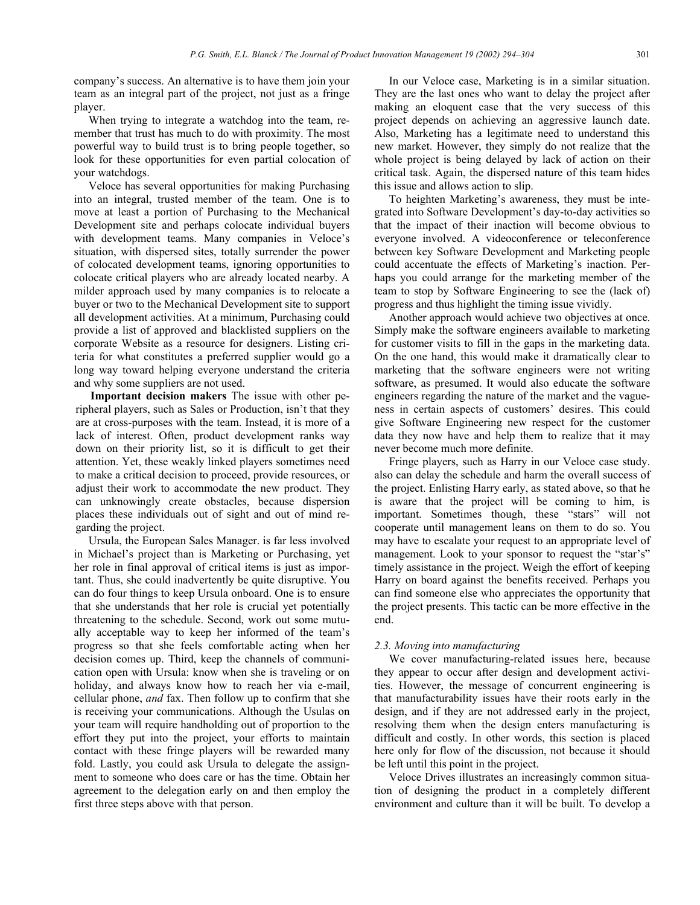company's success. An alternative is to have them join your team as an integral part of the project, not just as a fringe player.

When trying to integrate a watchdog into the team, remember that trust has much to do with proximity. The most powerful way to build trust is to bring people together, so look for these opportunities for even partial colocation of your watchdogs.

Veloce has several opportunities for making Purchasing into an integral, trusted member of the team. One is to move at least a portion of Purchasing to the Mechanical Development site and perhaps colocate individual buyers with development teams. Many companies in Veloce's situation, with dispersed sites, totally surrender the power of colocated development teams, ignoring opportunities to colocate critical players who are already located nearby. A milder approach used by many companies is to relocate a buyer or two to the Mechanical Development site to support all development activities. At a minimum, Purchasing could provide a list of approved and blacklisted suppliers on the corporate Website as a resource for designers. Listing criteria for what constitutes a preferred supplier would go a long way toward helping everyone understand the criteria and why some suppliers are not used.

**Important decision makers** The issue with other peripheral players, such as Sales or Production, isn't that they are at cross-purposes with the team. Instead, it is more of a lack of interest. Often, product development ranks way down on their priority list, so it is difficult to get their attention. Yet, these weakly linked players sometimes need to make a critical decision to proceed, provide resources, or adjust their work to accommodate the new product. They can unknowingly create obstacles, because dispersion places these individuals out of sight and out of mind regarding the project.

Ursula, the European Sales Manager. is far less involved in Michael's project than is Marketing or Purchasing, yet her role in final approval of critical items is just as important. Thus, she could inadvertently be quite disruptive. You can do four things to keep Ursula onboard. One is to ensure that she understands that her role is crucial yet potentially threatening to the schedule. Second, work out some mutually acceptable way to keep her informed of the team's progress so that she feels comfortable acting when her decision comes up. Third, keep the channels of communication open with Ursula: know when she is traveling or on holiday, and always know how to reach her via e-mail, cellular phone, *and* fax. Then follow up to confirm that she is receiving your communications. Although the Usulas on your team will require handholding out of proportion to the effort they put into the project, your efforts to maintain contact with these fringe players will be rewarded many fold. Lastly, you could ask Ursula to delegate the assignment to someone who does care or has the time. Obtain her agreement to the delegation early on and then employ the first three steps above with that person.

In our Veloce case, Marketing is in a similar situation. They are the last ones who want to delay the project after making an eloquent case that the very success of this project depends on achieving an aggressive launch date. Also, Marketing has a legitimate need to understand this new market. However, they simply do not realize that the whole project is being delayed by lack of action on their critical task. Again, the dispersed nature of this team hides this issue and allows action to slip.

To heighten Marketing's awareness, they must be integrated into Software Development's day-to-day activities so that the impact of their inaction will become obvious to everyone involved. A videoconference or teleconference between key Software Development and Marketing people could accentuate the effects of Marketing's inaction. Perhaps you could arrange for the marketing member of the team to stop by Software Engineering to see the (lack of) progress and thus highlight the timing issue vividly.

Another approach would achieve two objectives at once. Simply make the software engineers available to marketing for customer visits to fill in the gaps in the marketing data. On the one hand, this would make it dramatically clear to marketing that the software engineers were not writing software, as presumed. It would also educate the software engineers regarding the nature of the market and the vagueness in certain aspects of customers' desires. This could give Software Engineering new respect for the customer data they now have and help them to realize that it may never become much more definite.

Fringe players, such as Harry in our Veloce case study. also can delay the schedule and harm the overall success of the project. Enlisting Harry early, as stated above, so that he is aware that the project will be coming to him, is important. Sometimes though, these "stars" will not cooperate until management leans on them to do so. You may have to escalate your request to an appropriate level of management. Look to your sponsor to request the "star's" timely assistance in the project. Weigh the effort of keeping Harry on board against the benefits received. Perhaps you can find someone else who appreciates the opportunity that the project presents. This tactic can be more effective in the end.

### *2.3. Moving into manufacturing*

We cover manufacturing-related issues here, because they appear to occur after design and development activities. However, the message of concurrent engineering is that manufacturability issues have their roots early in the design, and if they are not addressed early in the project, resolving them when the design enters manufacturing is difficult and costly. In other words, this section is placed here only for flow of the discussion, not because it should be left until this point in the project.

Veloce Drives illustrates an increasingly common situation of designing the product in a completely different environment and culture than it will be built. To develop a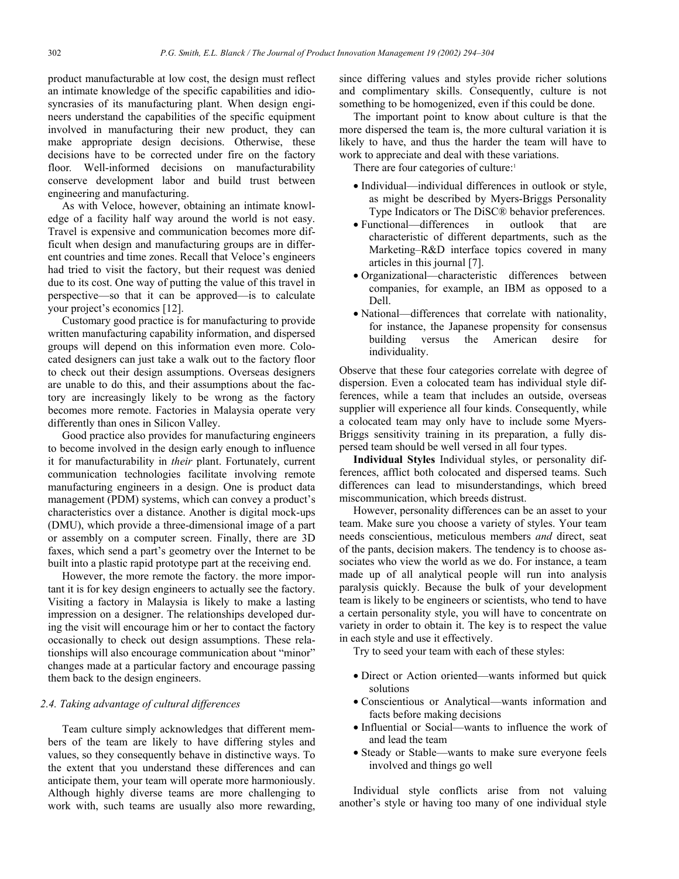product manufacturable at low cost, the design must reflect an intimate knowledge of the specific capabilities and idiosyncrasies of its manufacturing plant. When design engineers understand the capabilities of the specific equipment involved in manufacturing their new product, they can make appropriate design decisions. Otherwise, these decisions have to be corrected under fire on the factory floor. Well-informed decisions on manufacturability conserve development labor and build trust between engineering and manufacturing.

As with Veloce, however, obtaining an intimate knowledge of a facility half way around the world is not easy. Travel is expensive and communication becomes more difficult when design and manufacturing groups are in different countries and time zones. Recall that Veloce's engineers had tried to visit the factory, but their request was denied due to its cost. One way of putting the value of this travel in perspective—so that it can be approved—is to calculate your project's economics [12].

Customary good practice is for manufacturing to provide written manufacturing capability information, and dispersed groups will depend on this information even more. Colocated designers can just take a walk out to the factory floor to check out their design assumptions. Overseas designers are unable to do this, and their assumptions about the factory are increasingly likely to be wrong as the factory becomes more remote. Factories in Malaysia operate very differently than ones in Silicon Valley.

Good practice also provides for manufacturing engineers to become involved in the design early enough to influence it for manufacturability in *their* plant. Fortunately, current communication technologies facilitate involving remote manufacturing engineers in a design. One is product data management (PDM) systems, which can convey a product's characteristics over a distance. Another is digital mock-ups (DMU), which provide a three-dimensional image of a part or assembly on a computer screen. Finally, there are 3D faxes, which send a part's geometry over the Internet to be built into a plastic rapid prototype part at the receiving end.

However, the more remote the factory. the more important it is for key design engineers to actually see the factory. Visiting a factory in Malaysia is likely to make a lasting impression on a designer. The relationships developed during the visit will encourage him or her to contact the factory occasionally to check out design assumptions. These relationships will also encourage communication about "minor" changes made at a particular factory and encourage passing them back to the design engineers.

### 2.4. Taking advantage of cultural differences

Team culture simply acknowledges that different members of the team are likely to have differing styles and values, so they consequently behave in distinctive ways. To the extent that you understand these differences and can anticipate them, your team will operate more harmoniously. Although highly diverse teams are more challenging to work with, such teams are usually also more rewarding, since differing values and styles provide richer solutions and complimentary skills. Consequently, culture is not something to be homogenized, even if this could be done.

The important point to know about culture is that the more dispersed the team is, the more cultural variation it is likely to have, and thus the harder the team will have to work to appreciate and deal with these variations.

There are four categories of culture:[1]

- Individual—individual differences in outlook or style, as might be described by Myers-Briggs Personality Type Indicators or The DiSC® behavior preferences.
- Functional—differences in outlook that are characteristic of different departments, such as the Marketing–R&D interface topics covered in many articles in this journal [7].
- Organizational—characteristic differences between companies, for example, an IBM as opposed to a Dell.
- National—differences that correlate with nationality, for instance, the Japanese propensity for consensus building versus the American desire for individuality.

Observe that these four categories correlate with degree of dispersion. Even a colocated team has individual style differences, while a team that includes an outside, overseas supplier will experience all four kinds. Consequently, while a colocated team may only have to include some Myers-Briggs sensitivity training in its preparation, a fully dispersed team should be well versed in all four types.

**Individual Styles** Individual styles, or personality differences, afflict both colocated and dispersed teams. Such differences can lead to misunderstandings, which breed miscommunication, which breeds distrust.

However, personality differences can be an asset to your team. Make sure you choose a variety of styles. Your team needs conscientious, meticulous members *and* direct, seat of the pants, decision makers. The tendency is to choose associates who view the world as we do. For instance, a team made up of all analytical people will run into analysis paralysis quickly. Because the bulk of your development team is likely to be engineers or scientists, who tend to have a certain personality style, you will have to concentrate on variety in order to obtain it. The key is to respect the value in each style and use it effectively.

Try to seed your team with each of these styles:

- Direct or Action oriented—wants informed but quick solutions
- Conscientious or Analytical—wants information and facts before making decisions
- Influential or Social—wants to influence the work of and lead the team
- Steady or Stable—wants to make sure everyone feels involved and things go well

Individual style conflicts arise from not valuing another's style or having too many of one individual style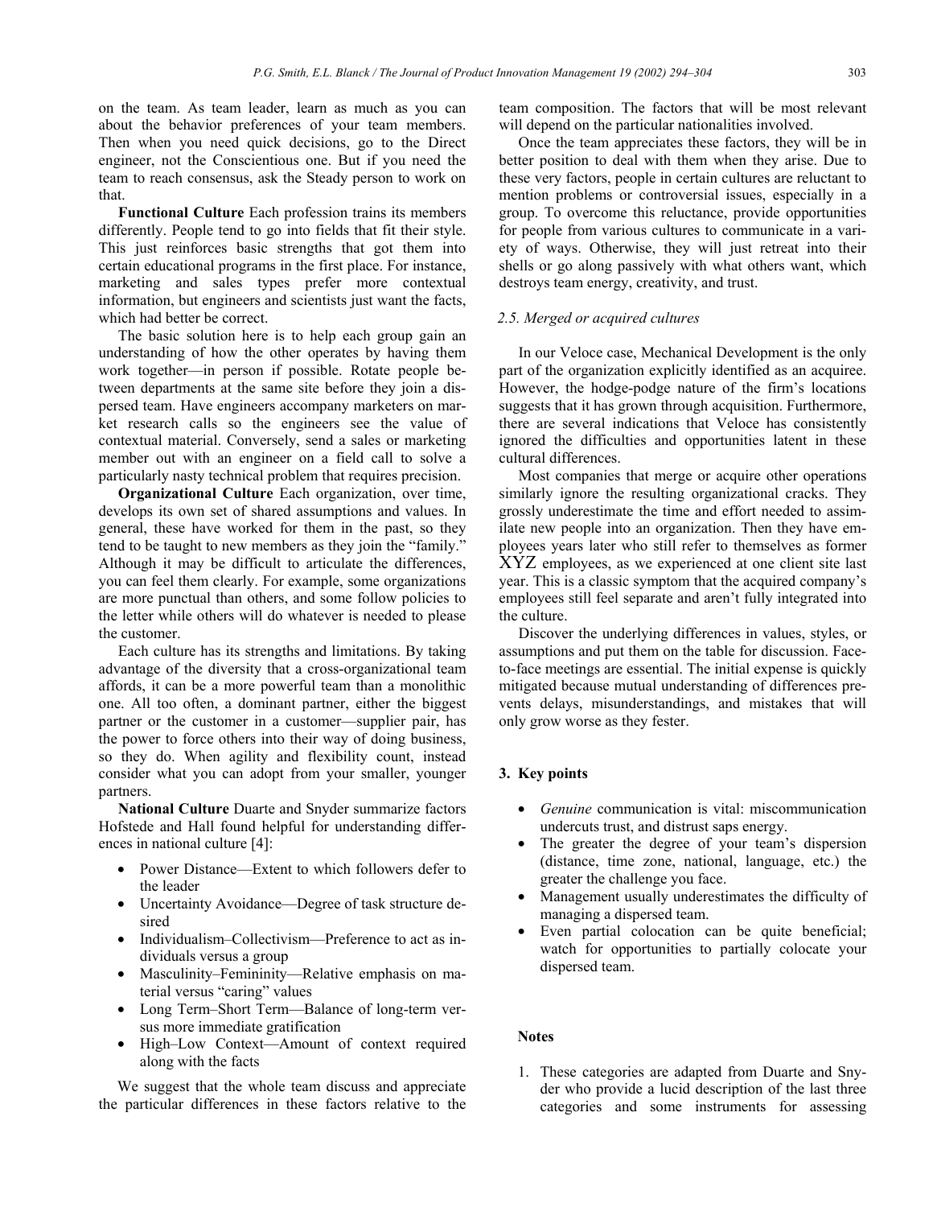on the team. As team leader, learn as much as you can about the behavior preferences of your team members. Then when you need quick decisions, go to the Direct engineer, not the Conscientious one. But if you need the team to reach consensus, ask the Steady person to work on that.

**Functional Culture** Each profession trains its members differently. People tend to go into fields that fit their style. This just reinforces basic strengths that got them into certain educational programs in the first place. For instance, marketing and sales types prefer more contextual information, but engineers and scientists just want the facts, which had better be correct.

The basic solution here is to help each group gain an understanding of how the other operates by having them work together—in person if possible. Rotate people between departments at the same site before they join a dispersed team. Have engineers accompany marketers on market research calls so the engineers see the value of contextual material. Conversely, send a sales or marketing member out with an engineer on a field call to solve a particularly nasty technical problem that requires precision.

**Organizational Culture** Each organization, over time, develops its own set of shared assumptions and values. In general, these have worked for them in the past, so they tend to be taught to new members as they join the "family." Although it may be difficult to articulate the differences, you can feel them clearly. For example, some organizations are more punctual than others, and some follow policies to the letter while others will do whatever is needed to please the customer.

Each culture has its strengths and limitations. By taking advantage of the diversity that a cross-organizational team affords, it can be a more powerful team than a monolithic one. All too often, a dominant partner, either the biggest partner or the customer in a customer—supplier pair, has the power to force others into their way of doing business, so they do. When agility and flexibility count, instead consider what you can adopt from your smaller, younger partners.

**National Culture** Duarte and Snyder summarize factors Hofstede and Hall found helpful for understanding differences in national culture [4]:

- Power Distance—Extent to which followers defer to the leader
- Uncertainty Avoidance—Degree of task structure desired
- Individualism–Collectivism—Preference to act as individuals versus a group
- Masculinity–Femininity—Relative emphasis on material versus "caring" values
- Long Term–Short Term—Balance of long-term versus more immediate gratification
- High–Low Context—Amount of context required along with the facts

We suggest that the whole team discuss and appreciate the particular differences in these factors relative to the team composition. The factors that will be most relevant will depend on the particular nationalities involved.

Once the team appreciates these factors, they will be in better position to deal with them when they arise. Due to these very factors, people in certain cultures are reluctant to mention problems or controversial issues, especially in a group. To overcome this reluctance, provide opportunities for people from various cultures to communicate in a variety of ways. Otherwise, they will just retreat into their shells or go along passively with what others want, which destroys team energy, creativity, and trust.

### *2.5. Merged or acquired cultures*

In our Veloce case, Mechanical Development is the only part of the organization explicitly identified as an acquiree. However, the hodge-podge nature of the firm's locations suggests that it has grown through acquisition. Furthermore, there are several indications that Veloce has consistently ignored the difficulties and opportunities latent in these cultural differences.

Most companies that merge or acquire other operations similarly ignore the resulting organizational cracks. They grossly underestimate the time and effort needed to assimilate new people into an organization. Then they have employees years later who still refer to themselves as former XYZ employees, as we experienced at one client site last year. This is a classic symptom that the acquired company's employees still feel separate and aren't fully integrated into the culture.

Discover the underlying differences in values, styles, or assumptions and put them on the table for discussion. Face-to-face meetings are essential. The initial expense is quickly mitigated because mutual understanding of differences prevents delays, misunderstandings, and mistakes that will only grow worse as they fester.

## 3. Key points

- *Genuine* communication is vital: miscommunication undercuts trust, and distrust saps energy.
- The greater the degree of your team's dispersion (distance, time zone, national, language, etc.) the greater the challenge you face.
- Management usually underestimates the difficulty of managing a dispersed team.
- Even partial colocation can be quite beneficial; watch for opportunities to partially colocate your dispersed team.

## Notes

1. These categories are adapted from Duarte and Snyder who provide a lucid description of the last three categories and some instruments for assessing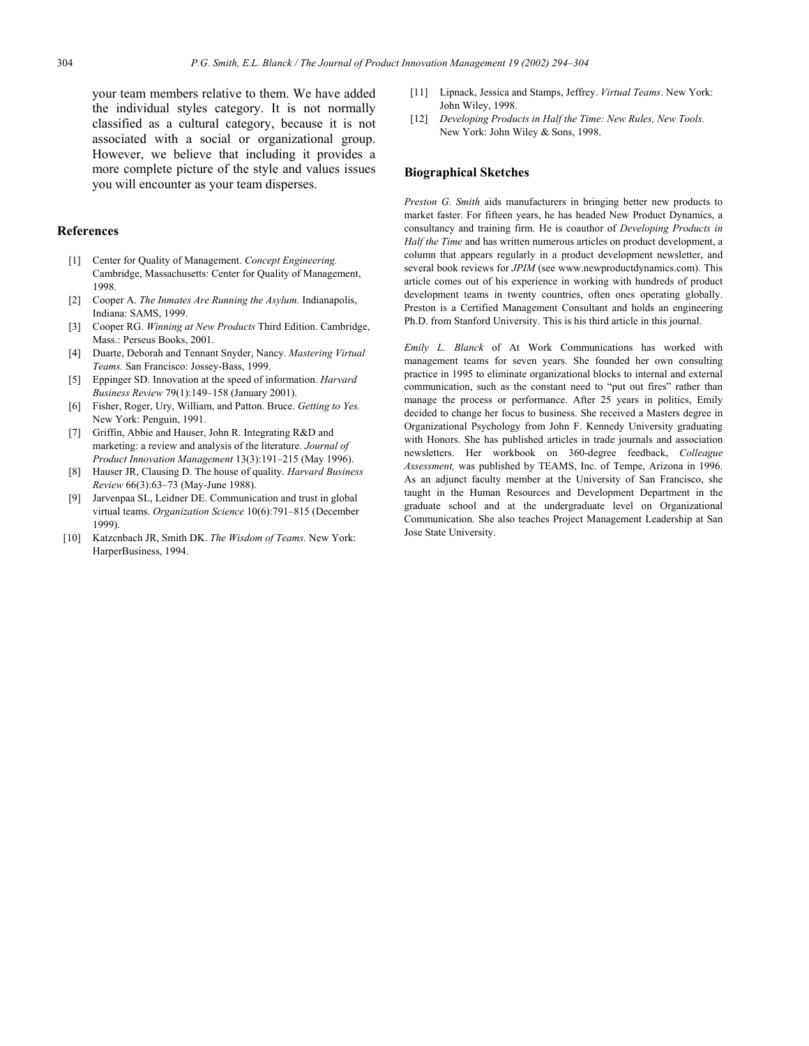your team members relative to them. We have added the individual styles category. It is not normally classified as a cultural category, because it is not associated with a social or organizational group. However, we believe that including it provides a more complete picture of the style and values issues you will encounter as your team disperses.

## References

[1] Center for Quality of Management. *Concept Engineering.* Cambridge, Massachusetts: Center for Quality of Management, 1998.

[2] Cooper A. *The Inmates Are Running the Asylum.* Indianapolis, Indiana: SAMS, 1999.

[3] Cooper RG. *Winning at New Products* Third Edition. Cambridge, Mass.: Perseus Books, 2001.

[4] Duarte, Deborah and Tennant Snyder, Nancy. *Mastering Virtual Teams.* San Francisco: Jossey-Bass, 1999.

[5] Eppinger SD. Innovation at the speed of information. *Harvard Business Review* 79(1):149–158 (January 2001).

[6] Fisher, Roger, Ury, William, and Patton. Bruce. *Getting to Yes.* New York: Penguin, 1991.

[7] Griffin, Abbie and Hauser, John R. Integrating R&D and marketing: a review and analysis of the literature. *Journal of Product Innovation Management* 13(3):191–215 (May 1996).

[8] Hauser JR, Clausing D. The house of quality. *Harvard Business Review* 66(3):63–73 (May-June 1988).

[9] Jarvenpaa SL, Leidner DE. Communication and trust in global virtual teams. *Organization Science* 10(6):791–815 (December 1999).

[10] Katzcnbach JR, Smith DK. *The Wisdom of Teams.* New York: HarperBusiness, 1994.

[11] Lipnack, Jessica and Stamps, Jeffrey. *Virtual Teams*. New York: John Wiley, 1998.

[12] *Developing Products in Half the Time: New Rules, New Tools.* New York: John Wiley & Sons, 1998.

## Biographical Sketches

*Preston G. Smith* aids manufacturers in bringing better new products to market faster. For fifteen years, he has headed New Product Dynamics, a consultancy and training firm. He is coauthor of *Developing Products in Half the Time* and has written numerous articles on product development, a column that appears regularly in a product development newsletter, and several book reviews for *JPIM* (see www.newproductdynamics.com). This article comes out of his experience in working with hundreds of product development teams in twenty countries, often ones operating globally. Preston is a Certified Management Consultant and holds an engineering Ph.D. from Stanford University. This is his third article in this journal.

*Emily L. Blanck* of At Work Communications has worked with management teams for seven years. She founded her own consulting practice in 1995 to eliminate organizational blocks to internal and external communication, such as the constant need to "put out fires" rather than manage the process or performance. After 25 years in politics, Emily decided to change her focus to business. She received a Masters degree in Organizational Psychology from John F. Kennedy University graduating with Honors. She has published articles in trade journals and association newsletters. Her workbook on 360-degree feedback, *Colleague Assessment,* was published by TEAMS, Inc. of Tempe, Arizona in 1996. As an adjunct faculty member at the University of San Francisco, she taught in the Human Resources and Development Department in the graduate school and at the undergraduate level on Organizational Communication. She also teaches Project Management Leadership at San Jose State University.